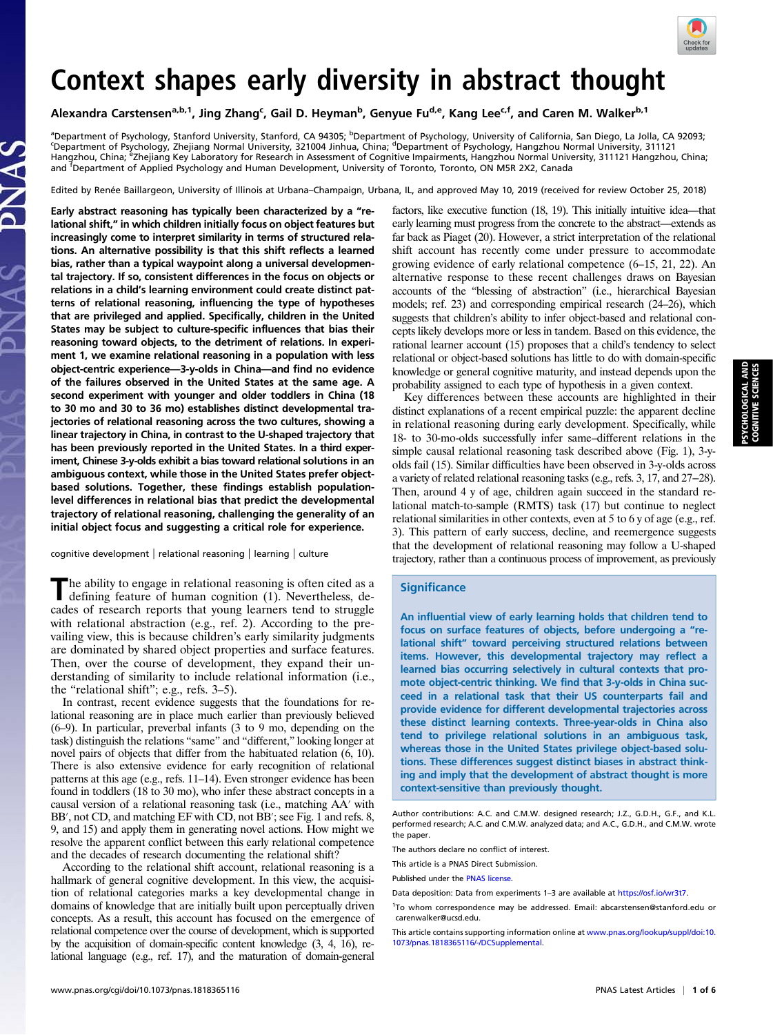# Context shapes early diversity in abstract thought

Alexandra Carstensen[a,b,1], Jing Zhang[c], Gail D. Heyman[b], Genyue Fu[d,e], Kang Lee[c,f], and Caren M. Walker[b,1]

[a]Department of Psychology, Stanford University, Stanford, CA 94305; [b]Department of Psychology, University of California, San Diego, La Jolla, CA 92093; [c]Department of Psychology, Zhejiang Normal University, 321004 Jinhua, China; [d]Department of Psychology, Hangzhou Normal University, 311121 Hangzhou, China; [e]Zhejiang Key Laboratory for Research in Assessment of Cognitive Impairments, Hangzhou Normal University, 311121 Hangzhou, China; and [f]Department of Applied Psychology and Human Development, University of Toronto, Toronto, ON M5R 2X2, Canada

Edited by Renée Baillargeon, University of Illinois at Urbana–Champaign, Urbana, IL, and approved May 10, 2019 (received for review October 25, 2018)

**Early abstract reasoning has typically been characterized by a "relational shift," in which children initially focus on object features but increasingly come to interpret similarity in terms of structured relations. An alternative possibility is that this shift reflects a learned bias, rather than a typical waypoint along a universal developmental trajectory. If so, consistent differences in the focus on objects or relations in a child's learning environment could create distinct patterns of relational reasoning, influencing the type of hypotheses that are privileged and applied. Specifically, children in the United States may be subject to culture-specific influences that bias their reasoning toward objects, to the detriment of relations. In experiment 1, we examine relational reasoning in a population with less object-centric experience—3-y-olds in China—and find no evidence of the failures observed in the United States at the same age. A second experiment with younger and older toddlers in China (18 to 30 mo and 30 to 36 mo) establishes distinct developmental trajectories of relational reasoning across the two cultures, showing a linear trajectory in China, in contrast to the U-shaped trajectory that has been previously reported in the United States. In a third experiment, Chinese 3-y-olds exhibit a bias toward relational solutions in an ambiguous context, while those in the United States prefer object-based solutions. Together, these findings establish population-level differences in relational bias that predict the developmental trajectory of relational reasoning, challenging the generality of an initial object focus and suggesting a critical role for experience.**

cognitive development | relational reasoning | learning | culture

The ability to engage in relational reasoning is often cited as a defining feature of human cognition (1). Nevertheless, decades of research reports that young learners tend to struggle with relational abstraction (e.g., ref. 2). According to the prevailing view, this is because children's early similarity judgments are dominated by shared object properties and surface features. Then, over the course of development, they expand their understanding of similarity to include relational information (i.e., the "relational shift"; e.g., refs. 3–5).

In contrast, recent evidence suggests that the foundations for relational reasoning are in place much earlier than previously believed (6–9). In particular, preverbal infants (3 to 9 mo, depending on the task) distinguish the relations "same" and "different," looking longer at novel pairs of objects that differ from the habituated relation (6, 10). There is also extensive evidence for early recognition of relational patterns at this age (e.g., refs. 11–14). Even stronger evidence has been found in toddlers (18 to 30 mo), who infer these abstract concepts in a causal version of a relational reasoning task (i.e., matching AA′ with BB′, not CD, and matching EF with CD, not BB′; see Fig. 1 and refs. 8, 9, and 15) and apply them in generating novel actions. How might we resolve the apparent conflict between this early relational competence and the decades of research documenting the relational shift?

According to the relational shift account, relational reasoning is a hallmark of general cognitive development. In this view, the acquisition of relational categories marks a key developmental change in domains of knowledge that are initially built upon perceptually driven concepts. As a result, this account has focused on the emergence of relational competence over the course of development, which is supported by the acquisition of domain-specific content knowledge (3, 4, 16), relational language (e.g., ref. 17), and the maturation of domain-general factors, like executive function (18, 19). This initially intuitive idea—that early learning must progress from the concrete to the abstract—extends as far back as Piaget (20). However, a strict interpretation of the relational shift account has recently come under pressure to accommodate growing evidence of early relational competence (6–15, 21, 22). An alternative response to these recent challenges draws on Bayesian accounts of the "blessing of abstraction" (i.e., hierarchical Bayesian models; ref. 23) and corresponding empirical research (24–26), which suggests that children's ability to infer object-based and relational concepts likely develops more or less in tandem. Based on this evidence, the rational learner account (15) proposes that a child's tendency to select relational or object-based solutions has little to do with domain-specific knowledge or general cognitive maturity, and instead depends upon the probability assigned to each type of hypothesis in a given context.

Key differences between these accounts are highlighted in their distinct explanations of a recent empirical puzzle: the apparent decline in relational reasoning during early development. Specifically, while 18- to 30-mo-olds successfully infer same–different relations in the simple causal relational reasoning task described above (Fig. 1), 3-y-olds fail (15). Similar difficulties have been observed in 3-y-olds across a variety of related relational reasoning tasks (e.g., refs. 3, 17, and 27–28). Then, around 4 y of age, children again succeed in the standard relational match-to-sample (RMTS) task (17) but continue to neglect relational similarities in other contexts, even at 5 to 6 y of age (e.g., ref. 3). This pattern of early success, decline, and reemergence suggests that the development of relational reasoning may follow a U-shaped trajectory, rather than a continuous process of improvement, as previously

## Significance

An influential view of early learning holds that children tend to focus on surface features of objects, before undergoing a "relational shift" toward perceiving structured relations between items. However, this developmental trajectory may reflect a learned bias occurring selectively in cultural contexts that promote object-centric thinking. We find that 3-y-olds in China succeed in a relational task that their US counterparts fail and provide evidence for different developmental trajectories across these distinct learning contexts. Three-year-olds in China also tend to privilege relational solutions in an ambiguous task, whereas those in the United States privilege object-based solutions. These differences suggest distinct biases in abstract thinking and imply that the development of abstract thought is more context-sensitive than previously thought.

Author contributions: A.C. and C.M.W. designed research; J.Z., G.D.H., G.F., and K.L. performed research; A.C. and C.M.W. analyzed data; and A.C., G.D.H., and C.M.W. wrote the paper.

The authors declare no conflict of interest.

This article is a PNAS Direct Submission.

Published under the PNAS license.

Data deposition: Data from experiments 1–3 are available at https://osf.io/wr3t7.

[1]To whom correspondence may be addressed. Email: abcarstensen@stanford.edu or carenwalker@ucsd.edu.

This article contains supporting information online at www.pnas.org/lookup/suppl/doi:10.1073/pnas.1818365116/-/DCSupplemental.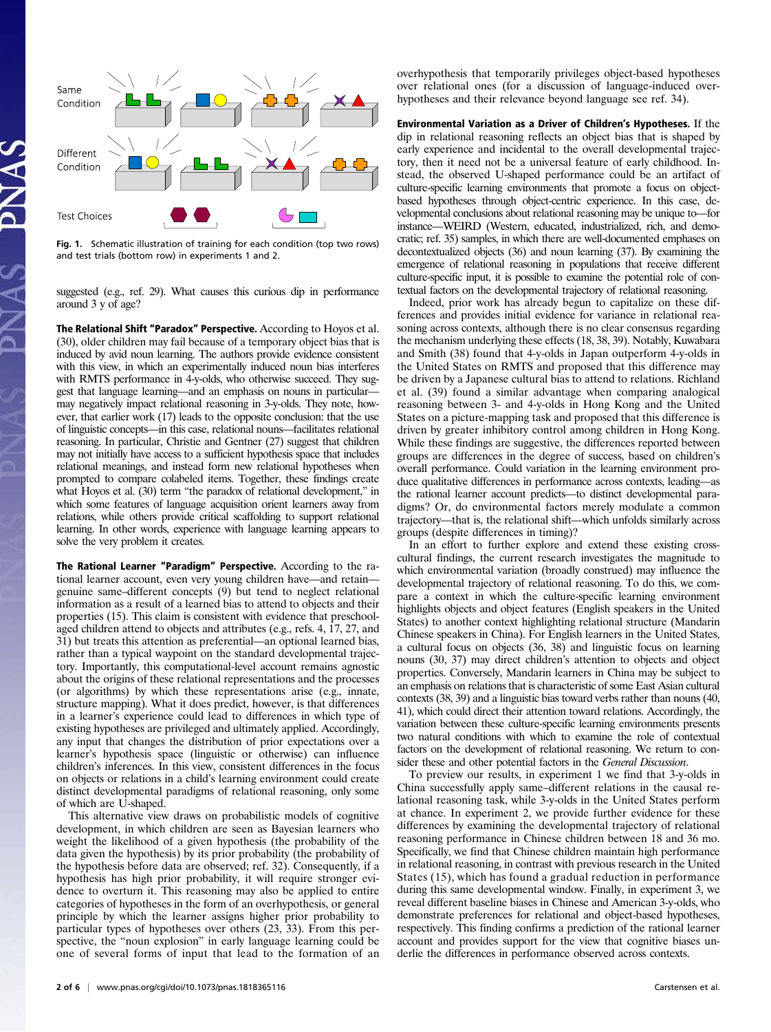Fig. 1. Schematic illustration of training for each condition (top two rows) and test trials (bottom row) in experiments 1 and 2.

suggested (e.g., ref. 29). What causes this curious dip in performance around 3 y of age?

**The Relational Shift "Paradox" Perspective.** According to Hoyos et al. (30), older children may fail because of a temporary object bias that is induced by avid noun learning. The authors provide evidence consistent with this view, in which an experimentally induced noun bias interferes with RMTS performance in 4-y-olds, who otherwise succeed. They suggest that language learning—and an emphasis on nouns in particular—may negatively impact relational reasoning in 3-y-olds. They note, however, that earlier work (17) leads to the opposite conclusion: that the use of linguistic concepts—in this case, relational nouns—facilitates relational reasoning. In particular, Christie and Gentner (27) suggest that children may not initially have access to a sufficient hypothesis space that includes relational meanings, and instead form new relational hypotheses when prompted to compare colabeled items. Together, these findings create what Hoyos et al. (30) term "the paradox of relational development," in which some features of language acquisition orient learners away from relations, while others provide critical scaffolding to support relational learning. In other words, experience with language learning appears to solve the very problem it creates.

**The Rational Learner "Paradigm" Perspective.** According to the rational learner account, even very young children have—and retain—genuine same–different concepts (9) but tend to neglect relational information as a result of a learned bias to attend to objects and their properties (15). This claim is consistent with evidence that preschool-aged children attend to objects and attributes (e.g., refs. 4, 17, 27, and 31) but treats this attention as preferential—an optional learned bias, rather than a typical waypoint on the standard developmental trajectory. Importantly, this computational-level account remains agnostic about the origins of these relational representations and the processes (or algorithms) by which these representations arise (e.g., innate, structure mapping). What it does predict, however, is that differences in a learner's experience could lead to differences in which type of existing hypotheses are privileged and ultimately applied. Accordingly, any input that changes the distribution of prior expectations over a learner's hypothesis space (linguistic or otherwise) can influence children's inferences. In this view, consistent differences in the focus on objects or relations in a child's learning environment could create distinct developmental paradigms of relational reasoning, only some of which are U-shaped.

This alternative view draws on probabilistic models of cognitive development, in which children are seen as Bayesian learners who weight the likelihood of a given hypothesis (the probability of the data given the hypothesis) by its prior probability (the probability of the hypothesis before data are observed; ref. 32). Consequently, if a hypothesis has high prior probability, it will require stronger evidence to overturn it. This reasoning may also be applied to entire categories of hypotheses in the form of an overhypothesis, or general principle by which the learner assigns higher prior probability to particular types of hypotheses over others (23, 33). From this perspective, the "noun explosion" in early language learning could be one of several forms of input that lead to the formation of an overhypothesis that temporarily privileges object-based hypotheses over relational ones (for a discussion of language-induced overhypotheses and their relevance beyond language see ref. 34).

**Environmental Variation as a Driver of Children's Hypotheses.** If the dip in relational reasoning reflects an object bias that is shaped by early experience and incidental to the overall developmental trajectory, then it need not be a universal feature of early childhood. Instead, the observed U-shaped performance could be an artifact of culture-specific learning environments that promote a focus on object-based hypotheses through object-centric experience. In this case, developmental conclusions about relational reasoning may be unique to—for instance—WEIRD (Western, educated, industrialized, rich, and democratic; ref. 35) samples, in which there are well-documented emphases on decontextualized objects (36) and noun learning (37). By examining the emergence of relational reasoning in populations that receive different culture-specific input, it is possible to examine the potential role of contextual factors on the developmental trajectory of relational reasoning.

Indeed, prior work has already begun to capitalize on these differences and provides initial evidence for variance in relational reasoning across contexts, although there is no clear consensus regarding the mechanism underlying these effects (18, 38, 39). Notably, Kuwabara and Smith (38) found that 4-y-olds in Japan outperform 4-y-olds in the United States on RMTS and proposed that this difference may be driven by a Japanese cultural bias to attend to relations. Richland et al. (39) found a similar advantage when comparing analogical reasoning between 3- and 4-y-olds in Hong Kong and the United States on a picture-mapping task and proposed that this difference is driven by greater inhibitory control among children in Hong Kong. While these findings are suggestive, the differences reported between groups are differences in the degree of success, based on children's overall performance. Could variation in the learning environment produce qualitative differences in performance across contexts, leading—as the rational learner account predicts—to distinct developmental paradigms? Or, do environmental factors merely modulate a common trajectory—that is, the relational shift—which unfolds similarly across groups (despite differences in timing)?

In an effort to further explore and extend these existing cross-cultural findings, the current research investigates the magnitude to which environmental variation (broadly construed) may influence the developmental trajectory of relational reasoning. To do this, we compare a context in which the culture-specific learning environment highlights objects and object features (English speakers in the United States) to another context highlighting relational structure (Mandarin Chinese speakers in China). For English learners in the United States, a cultural focus on objects (36, 38) and linguistic focus on learning nouns (30, 37) may direct children's attention to objects and object properties. Conversely, Mandarin learners in China may be subject to an emphasis on relations that is characteristic of some East Asian cultural contexts (38, 39) and a linguistic bias toward verbs rather than nouns (40, 41), which could direct their attention toward relations. Accordingly, the variation between these culture-specific learning environments presents two natural conditions with which to examine the role of contextual factors on the development of relational reasoning. We return to consider these and other potential factors in the *General Discussion*.

To preview our results, in experiment 1 we find that 3-y-olds in China successfully apply same–different relations in the causal relational reasoning task, while 3-y-olds in the United States perform at chance. In experiment 2, we provide further evidence for these differences by examining the developmental trajectory of relational reasoning performance in Chinese children between 18 and 36 mo. Specifically, we find that Chinese children maintain high performance in relational reasoning, in contrast with previous research in the United States (15), which has found a gradual reduction in performance during this same developmental window. Finally, in experiment 3, we reveal different baseline biases in Chinese and American 3-y-olds, who demonstrate preferences for relational and object-based hypotheses, respectively. This finding confirms a prediction of the rational learner account and provides support for the view that cognitive biases underlie the differences in performance observed across contexts.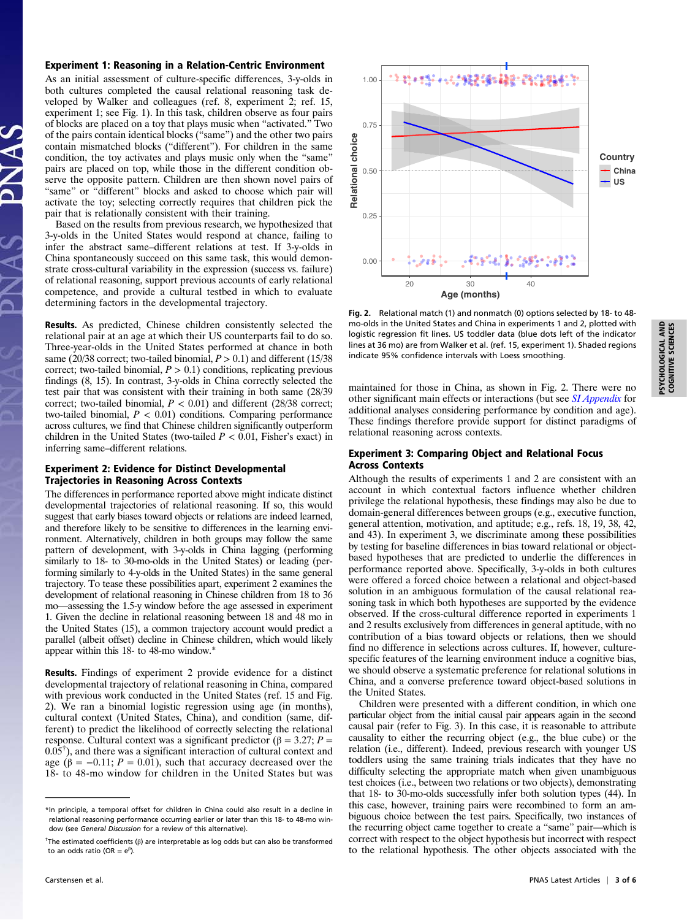## Experiment 1: Reasoning in a Relation-Centric Environment

As an initial assessment of culture-specific differences, 3-y-olds in both cultures completed the causal relational reasoning task developed by Walker and colleagues (ref. 8, experiment 2; ref. 15, experiment 1; see Fig. 1). In this task, children observe as four pairs of blocks are placed on a toy that plays music when "activated." Two of the pairs contain identical blocks ("same") and the other two pairs contain mismatched blocks ("different"). For children in the same condition, the toy activates and plays music only when the "same" pairs are placed on top, while those in the different condition observe the opposite pattern. Children are then shown novel pairs of "same" or "different" blocks and asked to choose which pair will activate the toy; selecting correctly requires that children pick the pair that is relationally consistent with their training.

Based on the results from previous research, we hypothesized that 3-y-olds in the United States would respond at chance, failing to infer the abstract same–different relations at test. If 3-y-olds in China spontaneously succeed on this same task, this would demonstrate cross-cultural variability in the expression (success vs. failure) of relational reasoning, support previous accounts of early relational competence, and provide a cultural testbed in which to evaluate determining factors in the developmental trajectory.

**Results.** As predicted, Chinese children consistently selected the relational pair at an age at which their US counterparts fail to do so. Three-year-olds in the United States performed at chance in both same (20/38 correct; two-tailed binomial, $P > 0.1$) and different (15/38 correct; two-tailed binomial, $P > 0.1$) conditions, replicating previous findings (8, 15). In contrast, 3-y-olds in China correctly selected the test pair that was consistent with their training in both same (28/39 correct; two-tailed binomial, $P < 0.01$) and different (28/38 correct; two-tailed binomial, $P < 0.01$) conditions. Comparing performance across cultures, we find that Chinese children significantly outperform children in the United States (two-tailed $P < 0.01$, Fisher's exact) in inferring same–different relations.

## Experiment 2: Evidence for Distinct Developmental Trajectories in Reasoning Across Contexts

The differences in performance reported above might indicate distinct developmental trajectories of relational reasoning. If so, this would suggest that early biases toward objects or relations are indeed learned, and therefore likely to be sensitive to differences in the learning environment. Alternatively, children in both groups may follow the same pattern of development, with 3-y-olds in China lagging (performing similarly to 18- to 30-mo-olds in the United States) or leading (performing similarly to 4-y-olds in the United States) in the same general trajectory. To tease these possibilities apart, experiment 2 examines the development of relational reasoning in Chinese children from 18 to 36 mo—assessing the 1.5-y window before the age assessed in experiment 1. Given the decline in relational reasoning between 18 and 48 mo in the United States (15), a common trajectory account would predict a parallel (albeit offset) decline in Chinese children, which would likely appear within this 18- to 48-mo window.*

**Results.** Findings of experiment 2 provide evidence for a distinct developmental trajectory of relational reasoning in China, compared with previous work conducted in the United States (ref. 15 and Fig. 2). We ran a binomial logistic regression using age (in months), cultural context (United States, China), and condition (same, different) to predict the likelihood of correctly selecting the relational response. Cultural context was a significant predictor ($\beta = 3.27$; $P = 0.05$[†]), and there was a significant interaction of cultural context and age ($\beta = -0.11$; $P = 0.01$), such that accuracy decreased over the 18- to 48-mo window for children in the United States but was maintained for those in China, as shown in Fig. 2. There were no other significant main effects or interactions (but see *SI Appendix* for additional analyses considering performance by condition and age). These findings therefore provide support for distinct paradigms of relational reasoning across contexts.

*In principle, a temporal offset for children in China could also result in a decline in relational reasoning performance occurring earlier or later than this 18- to 48-mo window (see *General Discussion* for a review of this alternative).

[†]The estimated coefficients (β) are interpretable as log odds but can also be transformed to an odds ratio (OR = $e^{\beta}$).

**Fig. 2.** Relational match (1) and nonmatch (0) options selected by 18- to 48-mo-olds in the United States and China in experiments 1 and 2, plotted with logistic regression fit lines. US toddler data (blue dots left of the indicator lines at 36 mo) are from Walker et al. (ref. 15, experiment 1). Shaded regions indicate 95% confidence intervals with Loess smoothing.

## Experiment 3: Comparing Object and Relational Focus Across Contexts

Although the results of experiments 1 and 2 are consistent with an account in which contextual factors influence whether children privilege the relational hypothesis, these findings may also be due to domain-general differences between groups (e.g., executive function, general attention, motivation, and aptitude; e.g., refs. 18, 19, 38, 42, and 43). In experiment 3, we discriminate among these possibilities by testing for baseline differences in bias toward relational or object-based hypotheses that are predicted to underlie the differences in performance reported above. Specifically, 3-y-olds in both cultures were offered a forced choice between a relational and object-based solution in an ambiguous formulation of the causal relational reasoning task in which both hypotheses are supported by the evidence observed. If the cross-cultural difference reported in experiments 1 and 2 results exclusively from differences in general aptitude, with no contribution of a bias toward objects or relations, then we should find no difference in selections across cultures. If, however, culture-specific features of the learning environment induce a cognitive bias, we should observe a systematic preference for relational solutions in China, and a converse preference toward object-based solutions in the United States.

Children were presented with a different condition, in which one particular object from the initial causal pair appears again in the second causal pair (refer to Fig. 3). In this case, it is reasonable to attribute causality to either the recurring object (e.g., the blue cube) or the relation (i.e., different). Indeed, previous research with younger US toddlers using the same training trials indicates that they have no difficulty selecting the appropriate match when given unambiguous test choices (i.e., between two relations or two objects), demonstrating that 18- to 30-mo-olds successfully infer both solution types (44). In this case, however, training pairs were recombined to form an ambiguous choice between the test pairs. Specifically, two instances of the recurring object came together to create a "same" pair—which is correct with respect to the object hypothesis but incorrect with respect to the relational hypothesis. The other objects associated with the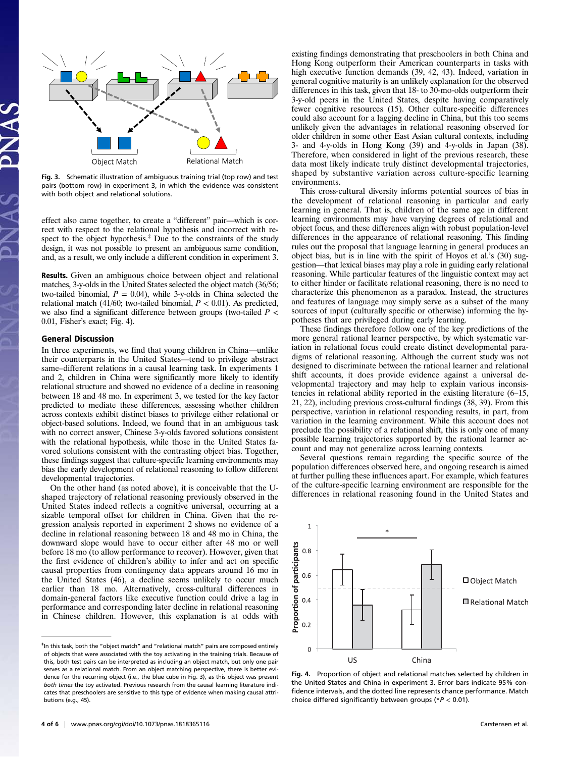Fig. 3. Schematic illustration of ambiguous training trial (top row) and test pairs (bottom row) in experiment 3, in which the evidence was consistent with both object and relational solutions.

effect also came together, to create a "different" pair—which is correct with respect to the relational hypothesis and incorrect with respect to the object hypothesis.[‡] Due to the constraints of the study design, it was not possible to present an ambiguous same condition, and, as a result, we only include a different condition in experiment 3.

**Results.** Given an ambiguous choice between object and relational matches, 3-y-olds in the United States selected the object match (36/56; two-tailed binomial, $P = 0.04$), while 3-y-olds in China selected the relational match (41/60; two-tailed binomial, $P < 0.01$). As predicted, we also find a significant difference between groups (two-tailed $P < 0.01$, Fisher's exact; Fig. 4).

## General Discussion

In three experiments, we find that young children in China—unlike their counterparts in the United States—tend to privilege abstract same–different relations in a causal learning task. In experiments 1 and 2, children in China were significantly more likely to identify relational structure and showed no evidence of a decline in reasoning between 18 and 48 mo. In experiment 3, we tested for the key factor predicted to mediate these differences, assessing whether children across contexts exhibit distinct biases to privilege either relational or object-based solutions. Indeed, we found that in an ambiguous task with no correct answer, Chinese 3-y-olds favored solutions consistent with the relational hypothesis, while those in the United States favored solutions consistent with the contrasting object bias. Together, these findings suggest that culture-specific learning environments may bias the early development of relational reasoning to follow different developmental trajectories.

On the other hand (as noted above), it is conceivable that the U-shaped trajectory of relational reasoning previously observed in the United States indeed reflects a cognitive universal, occurring at a sizable temporal offset for children in China. Given that the regression analysis reported in experiment 2 shows no evidence of a decline in relational reasoning between 18 and 48 mo in China, the downward slope would have to occur either after 48 mo or well before 18 mo (to allow performance to recover). However, given that the first evidence of children's ability to infer and act on specific causal properties from contingency data appears around 16 mo in the United States (46), a decline seems unlikely to occur much earlier than 18 mo. Alternatively, cross-cultural differences in domain-general factors like executive function could drive a lag in performance and corresponding later decline in relational reasoning in Chinese children. However, this explanation is at odds with existing findings demonstrating that preschoolers in both China and Hong Kong outperform their American counterparts in tasks with high executive function demands (39, 42, 43). Indeed, variation in general cognitive maturity is an unlikely explanation for the observed differences in this task, given that 18- to 30-mo-olds outperform their 3-y-old peers in the United States, despite having comparatively fewer cognitive resources (15). Other culture-specific differences could also account for a lagging decline in China, but this too seems unlikely given the advantages in relational reasoning observed for older children in some other East Asian cultural contexts, including 3- and 4-y-olds in Hong Kong (39) and 4-y-olds in Japan (38). Therefore, when considered in light of the previous research, these data most likely indicate truly distinct developmental trajectories, shaped by substantive variation across culture-specific learning environments.

This cross-cultural diversity informs potential sources of bias in the development of relational reasoning in particular and early learning in general. That is, children of the same age in different learning environments may have varying degrees of relational and object focus, and these differences align with robust population-level differences in the appearance of relational reasoning. This finding rules out the proposal that language learning in general produces an object bias, but is in line with the spirit of Hoyos et al.'s (30) suggestion—that lexical biases may play a role in guiding early relational reasoning. While particular features of the linguistic context may act to either hinder or facilitate relational reasoning, there is no need to characterize this phenomenon as a paradox. Instead, the structures and features of language may simply serve as a subset of the many sources of input (culturally specific or otherwise) informing the hypotheses that are privileged during early learning.

These findings therefore follow one of the key predictions of the more general rational learner perspective, by which systematic variation in relational focus could create distinct developmental paradigms of relational reasoning. Although the current study was not designed to discriminate between the rational learner and relational shift accounts, it does provide evidence against a universal developmental trajectory and may help to explain various inconsistencies in relational ability reported in the existing literature (6–15, 21, 22), including previous cross-cultural findings (38, 39). From this perspective, variation in relational responding results, in part, from variation in the learning environment. While this account does not preclude the possibility of a relational shift, this is only one of many possible learning trajectories supported by the rational learner account and may not generalize across learning contexts.

Several questions remain regarding the specific source of the population differences observed here, and ongoing research is aimed at further pulling these influences apart. For example, which features of the culture-specific learning environment are responsible for the differences in relational reasoning found in the United States and

Fig. 4. Proportion of object and relational matches selected by children in the United States and China in experiment 3. Error bars indicate 95% confidence intervals, and the dotted line represents chance performance. Match choice differed significantly between groups (*$P < 0.01$).

[‡]In this task, both the "object match" and "relational match" pairs are composed entirely of objects that were associated with the toy activating in the training trials. Because of this, both test pairs can be interpreted as including an object match, but only one pair serves as a relational match. From an object matching perspective, there is better evidence for the recurring object (i.e., the blue cube in Fig. 3), as this object was present *both times* the toy activated. Previous research from the causal learning literature indicates that preschoolers are sensitive to this type of evidence when making causal attributions (e.g., 45).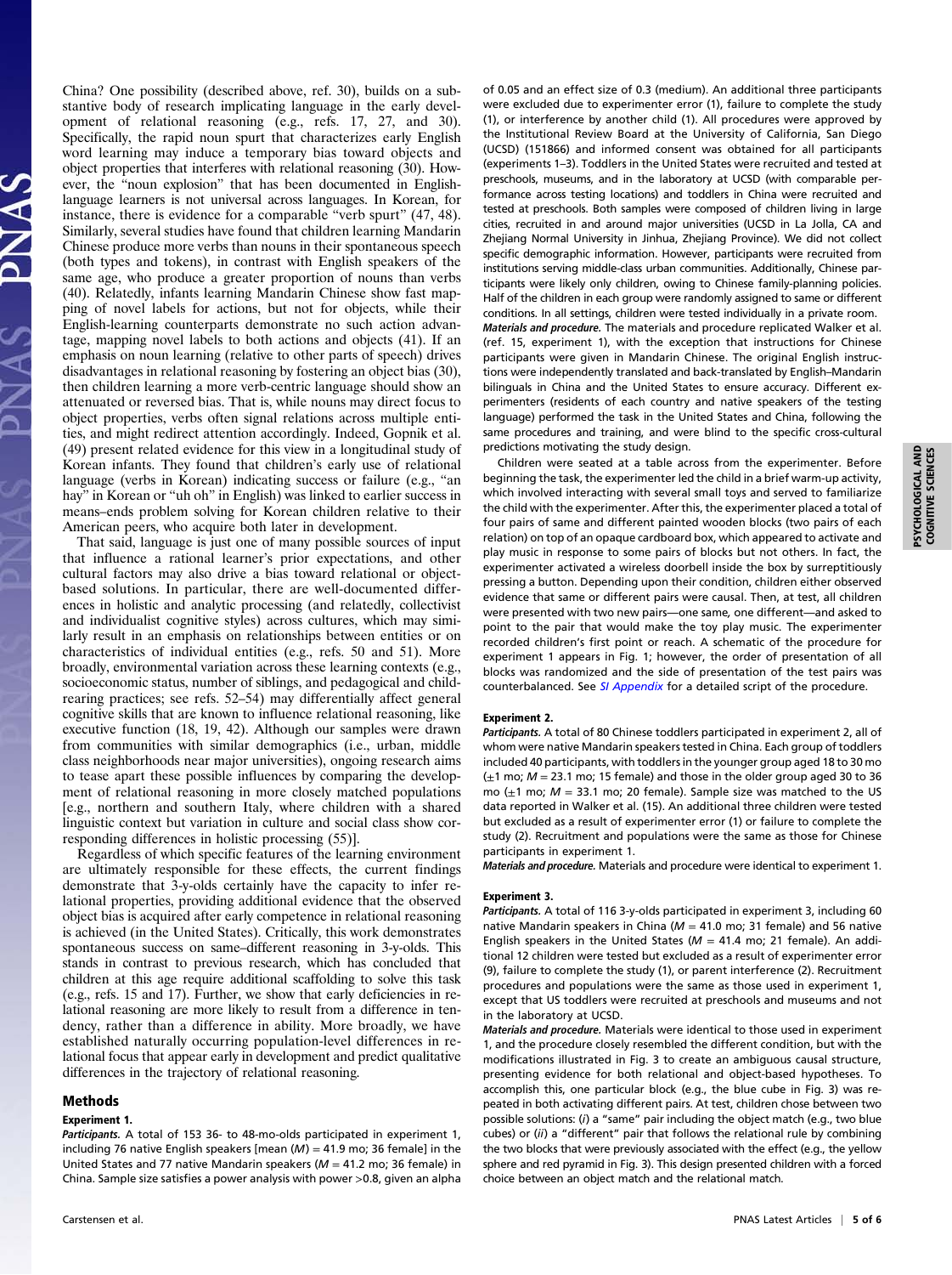China? One possibility (described above, ref. 30), builds on a substantive body of research implicating language in the early development of relational reasoning (e.g., refs. 17, 27, and 30). Specifically, the rapid noun spurt that characterizes early English word learning may induce a temporary bias toward objects and object properties that interferes with relational reasoning (30). However, the "noun explosion" that has been documented in English-language learners is not universal across languages. In Korean, for instance, there is evidence for a comparable "verb spurt" (47, 48). Similarly, several studies have found that children learning Mandarin Chinese produce more verbs than nouns in their spontaneous speech (both types and tokens), in contrast with English speakers of the same age, who produce a greater proportion of nouns than verbs (40). Relatedly, infants learning Mandarin Chinese show fast mapping of novel labels for actions, but not for objects, while their English-learning counterparts demonstrate no such action advantage, mapping novel labels to both actions and objects (41). If an emphasis on noun learning (relative to other parts of speech) drives disadvantages in relational reasoning by fostering an object bias (30), then children learning a more verb-centric language should show an attenuated or reversed bias. That is, while nouns may direct focus to object properties, verbs often signal relations across multiple entities, and might redirect attention accordingly. Indeed, Gopnik et al. (49) present related evidence for this view in a longitudinal study of Korean infants. They found that children's early use of relational language (verbs in Korean) indicating success or failure (e.g., "an hay" in Korean or "uh oh" in English) was linked to earlier success in means–ends problem solving for Korean children relative to their American peers, who acquire both later in development.

That said, language is just one of many possible sources of input that influence a rational learner's prior expectations, and other cultural factors may also drive a bias toward relational or object-based solutions. In particular, there are well-documented differences in holistic and analytic processing (and relatedly, collectivist and individualist cognitive styles) across cultures, which may similarly result in an emphasis on relationships between entities or on characteristics of individual entities (e.g., refs. 50 and 51). More broadly, environmental variation across these learning contexts (e.g., socioeconomic status, number of siblings, and pedagogical and child-rearing practices; see refs. 52–54) may differentially affect general cognitive skills that are known to influence relational reasoning, like executive function (18, 19, 42). Although our samples were drawn from communities with similar demographics (i.e., urban, middle class neighborhoods near major universities), ongoing research aims to tease apart these possible influences by comparing the development of relational reasoning in more closely matched populations [e.g., northern and southern Italy, where children with a shared linguistic context but variation in culture and social class show corresponding differences in holistic processing (55)].

Regardless of which specific features of the learning environment are ultimately responsible for these effects, the current findings demonstrate that 3-y-olds certainly have the capacity to infer relational properties, providing additional evidence that the observed object bias is acquired after early competence in relational reasoning is achieved (in the United States). Critically, this work demonstrates spontaneous success on same–different reasoning in 3-y-olds. This stands in contrast to previous research, which has concluded that children at this age require additional scaffolding to solve this task (e.g., refs. 15 and 17). Further, we show that early deficiencies in relational reasoning are more likely to result from a difference in tendency, rather than a difference in ability. More broadly, we have established naturally occurring population-level differences in relational focus that appear early in development and predict qualitative differences in the trajectory of relational reasoning.

## Methods

### Experiment 1.

***Participants.*** A total of 153 36- to 48-mo-olds participated in experiment 1, including 76 native English speakers [mean ($M$) = 41.9 mo; 36 female] in the United States and 77 native Mandarin speakers ($M$ = 41.2 mo; 36 female) in China. Sample size satisfies a power analysis with power >0.8, given an alpha of 0.05 and an effect size of 0.3 (medium). An additional three participants were excluded due to experimenter error (1), failure to complete the study (1), or interference by another child (1). All procedures were approved by the Institutional Review Board at the University of California, San Diego (UCSD) (151866) and informed consent was obtained for all participants (experiments 1–3). Toddlers in the United States were recruited and tested at preschools, museums, and in the laboratory at UCSD (with comparable performance across testing locations) and toddlers in China were recruited and tested at preschools. Both samples were composed of children living in large cities, recruited in and around major universities (UCSD in La Jolla, CA and Zhejiang Normal University in Jinhua, Zhejiang Province). We did not collect specific demographic information. However, participants were recruited from institutions serving middle-class urban communities. Additionally, Chinese participants were likely only children, owing to Chinese family-planning policies. Half of the children in each group were randomly assigned to same or different conditions. In all settings, children were tested individually in a private room.

***Materials and procedure.*** The materials and procedure replicated Walker et al. (ref. 15, experiment 1), with the exception that instructions for Chinese participants were given in Mandarin Chinese. The original English instructions were independently translated and back-translated by English–Mandarin bilinguals in China and the United States to ensure accuracy. Different experimenters (residents of each country and native speakers of the testing language) performed the task in the United States and China, following the same procedures and training, and were blind to the specific cross-cultural predictions motivating the study design.

Children were seated at a table across from the experimenter. Before beginning the task, the experimenter led the child in a brief warm-up activity, which involved interacting with several small toys and served to familiarize the child with the experimenter. After this, the experimenter placed a total of four pairs of same and different painted wooden blocks (two pairs of each relation) on top of an opaque cardboard box, which appeared to activate and play music in response to some pairs of blocks but not others. In fact, the experimenter activated a wireless doorbell inside the box by surreptitiously pressing a button. Depending upon their condition, children either observed evidence that same or different pairs were causal. Then, at test, all children were presented with two new pairs—one same, one different—and asked to point to the pair that would make the toy play music. The experimenter recorded children's first point or reach. A schematic of the procedure for experiment 1 appears in Fig. 1; however, the order of presentation of all blocks was randomized and the side of presentation of the test pairs was counterbalanced. See *SI Appendix* for a detailed script of the procedure.

### Experiment 2.

***Participants.*** A total of 80 Chinese toddlers participated in experiment 2, all of whom were native Mandarin speakers tested in China. Each group of toddlers included 40 participants, with toddlers in the younger group aged 18 to 30 mo (±1 mo; $M$ = 23.1 mo; 15 female) and those in the older group aged 30 to 36 mo (±1 mo; $M$ = 33.1 mo; 20 female). Sample size was matched to the US data reported in Walker et al. (15). An additional three children were tested but excluded as a result of experimenter error (1) or failure to complete the study (2). Recruitment and populations were the same as those for Chinese participants in experiment 1.

***Materials and procedure.*** Materials and procedure were identical to experiment 1.

### Experiment 3.

***Participants.*** A total of 116 3-y-olds participated in experiment 3, including 60 native Mandarin speakers in China ($M$ = 41.0 mo; 31 female) and 56 native English speakers in the United States ($M$ = 41.4 mo; 21 female). An additional 12 children were tested but excluded as a result of experimenter error (9), failure to complete the study (1), or parent interference (2). Recruitment procedures and populations were the same as those used in experiment 1, except that US toddlers were recruited at preschools and museums and not in the laboratory at UCSD.

***Materials and procedure.*** Materials were identical to those used in experiment 1, and the procedure closely resembled the different condition, but with the modifications illustrated in Fig. 3 to create an ambiguous causal structure, presenting evidence for both relational and object-based hypotheses. To accomplish this, one particular block (e.g., the blue cube in Fig. 3) was repeated in both activating different pairs. At test, children chose between two possible solutions: (*i*) a "same" pair including the object match (e.g., two blue cubes) or (*ii*) a "different" pair that follows the relational rule by combining the two blocks that were previously associated with the effect (e.g., the yellow sphere and red pyramid in Fig. 3). This design presented children with a forced choice between an object match and the relational match.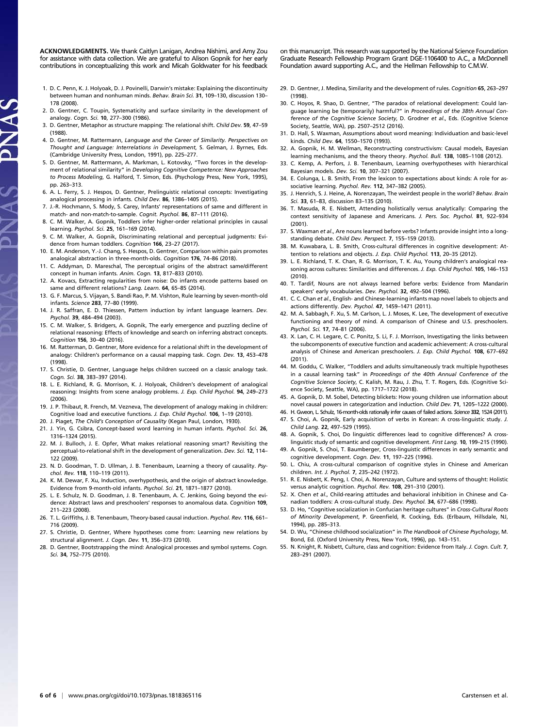**ACKNOWLEDGMENTS.** We thank Caitlyn Lanigan, Andrea Nishimi, and Amy Zou for assistance with data collection. We are grateful to Alison Gopnik for her early contributions in conceptualizing this work and Micah Goldwater for his feedback on this manuscript. This research was supported by the National Science Foundation Graduate Research Fellowship Program Grant DGE-1106400 to A.C., a McDonnell Foundation award supporting A.C., and the Hellman Fellowship to C.M.W.

1. D. C. Penn, K. J. Holyoak, D. J. Povinelli, Darwin's mistake: Explaining the discontinuity between human and nonhuman minds. *Behav. Brain Sci.* **31**, 109–130, discussion 130–178 (2008).
2. D. Gentner, C. Toupin, Systematicity and surface similarity in the development of analogy. *Cogn. Sci.* **10**, 277–300 (1986).
3. D. Gentner, Metaphor as structure mapping: The relational shift. *Child Dev.* **59**, 47–59 (1988).
4. D. Gentner, M. Rattermann, *Language and the Career of Similarity. Perspectives on Thought and Language: Interrelations in Development*, S. Gelman, J. Byrnes, Eds. (Cambridge University Press, London, 1991), pp. 225–277.
5. D. Gentner, M. Rattermann, A. Markman, L. Kotovsky, "Two forces in the development of relational similarity" in *Developing Cognitive Competence: New Approaches to Process Modeling*, G. Halford, T. Simon, Eds. (Psychology Press, New York, 1995), pp. 263–313.
6. A. L. Ferry, S. J. Hespos, D. Gentner, Prelinguistic relational concepts: Investigating analogical processing in infants. *Child Dev.* **86**, 1386–1405 (2015).
7. J.-R. Hochmann, S. Mody, S. Carey, Infants' representations of same and different in match- and non-match-to-sample. *Cognit. Psychol.* **86**, 87–111 (2016).
8. C. M. Walker, A. Gopnik, Toddlers infer higher-order relational principles in causal learning. *Psychol. Sci.* **25**, 161–169 (2014).
9. C. M. Walker, A. Gopnik, Discriminating relational and perceptual judgments: Evidence from human toddlers. *Cognition* **166**, 23–27 (2017).
10. E. M. Anderson, Y.-J. Chang, S. Hespos, D. Gentner, Comparison within pairs promotes analogical abstraction in three-month-olds. *Cognition* **176**, 74–86 (2018).
11. C. Addyman, D. Mareschal, The perceptual origins of the abstract same/different concept in human infants. *Anim. Cogn.* **13**, 817–833 (2010).
12. A. Kovacs, Extracting regularities from noise: Do infants encode patterns based on same and different relations? *Lang. Learn.* **64**, 65–85 (2014).
13. G. F. Marcus, S. Vijayan, S. Bandi Rao, P. M. Vishton, Rule learning by seven-month-old infants. *Science* **283**, 77–80 (1999).
14. J. R. Saffran, E. D. Thiessen, Pattern induction by infant language learners. *Dev. Psychol.* **39**, 484–494 (2003).
15. C. M. Walker, S. Bridgers, A. Gopnik, The early emergence and puzzling decline of relational reasoning: Effects of knowledge and search on inferring abstract concepts. *Cognition* **156**, 30–40 (2016).
16. M. Ratterman, D. Gentner, More evidence for a relational shift in the development of analogy: Children's performance on a causal mapping task. *Cogn. Dev.* **13**, 453–478 (1998).
17. S. Christie, D. Gentner, Language helps children succeed on a classic analogy task. *Cogn. Sci.* **38**, 383–397 (2014).
18. L. E. Richland, R. G. Morrison, K. J. Holyoak, Children's development of analogical reasoning: Insights from scene analogy problems. *J. Exp. Child Psychol.* **94**, 249–273 (2006).
19. J. P. Thibaut, R. French, M. Vezneva, The development of analogy making in children: Cognitive load and executive functions. *J. Exp. Child Psychol.* **106**, 1–19 (2010).
20. J. Piaget, *The Child's Conception of Causality* (Kegan Paul, London, 1930).
21. J. Yin, G. Csibra, Concept-based word learning in human infants. *Psychol. Sci.* **26**, 1316–1324 (2015).
22. M. J. Bulloch, J. E. Opfer, What makes relational reasoning smart? Revisiting the perceptual-to-relational shift in the development of generalization. *Dev. Sci.* **12**, 114–122 (2009).
23. N. D. Goodman, T. D. Ullman, J. B. Tenenbaum, Learning a theory of causality. *Psychol. Rev.* **118**, 110–119 (2011).
24. K. M. Dewar, F. Xu, Induction, overhypothesis, and the origin of abstract knowledge. Evidence from 9-month-old infants. *Psychol. Sci.* **21**, 1871–1877 (2010).
25. L. E. Schulz, N. D. Goodman, J. B. Tenenbaum, A. C. Jenkins, Going beyond the evidence: Abstract laws and preschoolers' responses to anomalous data. *Cognition* **109**, 211–223 (2008).
26. T. L. Griffiths, J. B. Tenenbaum, Theory-based causal induction. *Psychol. Rev.* **116**, 661–716 (2009).
27. S. Christie, D. Gentner, Where hypotheses come from: Learning new relations by structural alignment. *J. Cogn. Dev.* **11**, 356–373 (2010).
28. D. Gentner, Bootstrapping the mind: Analogical processes and symbol systems. *Cogn. Sci.* **34**, 752–775 (2010).
29. D. Gentner, J. Medina, Similarity and the development of rules. *Cognition* **65**, 263–297 (1998).
30. C. Hoyos, R. Shao, D. Gentner, "The paradox of relational development: Could language learning be (temporarily) harmful?" in *Proceedings of the 38th Annual Conference of the Cognitive Science Society*, D. Grodner *et al.*, Eds. (Cognitive Science Society, Seattle, WA), pp. 2507–2512 (2016).
31. D. Hall, S. Waxman, Assumptions about word meaning: Individuation and basic-level kinds. *Child Dev.* **64**, 1550–1570 (1993).
32. A. Gopnik, H. M. Wellman, Reconstructing constructivism: Causal models, Bayesian learning mechanisms, and the theory theory. *Psychol. Bull.* **138**, 1085–1108 (2012).
33. C. Kemp, A. Perfors, J. B. Tenenbaum, Learning overhypotheses with hierarchical Bayesian models. *Dev. Sci.* **10**, 307–321 (2007).
34. E. Colunga, L. B. Smith, From the lexicon to expectations about kinds: A role for associative learning. *Psychol. Rev.* **112**, 347–382 (2005).
35. J. Henrich, S. J. Heine, A. Norenzayan, The weirdest people in the world? *Behav. Brain Sci.* **33**, 61–83, discussion 83–135 (2010).
36. T. Masuda, R. E. Nisbett, Attending holistically versus analytically: Comparing the context sensitivity of Japanese and Americans. *J. Pers. Soc. Psychol.* **81**, 922–934 (2001).
37. S. Waxman *et al.*, Are nouns learned before verbs? Infants provide insight into a long-standing debate. *Child Dev. Perspect.* **7**, 155–159 (2013).
38. M. Kuwabara, L. B. Smith, Cross-cultural differences in cognitive development: Attention to relations and objects. *J. Exp. Child Psychol.* **113**, 20–35 (2012).
39. L. E. Richland, T. K. Chan, R. G. Morrison, T. K. Au, Young children's analogical reasoning across cultures: Similarities and differences. *J. Exp. Child Psychol.* **105**, 146–153 (2010).
40. T. Tardif, Nouns are not always learned before verbs: Evidence from Mandarin speakers' early vocabularies. *Dev. Psychol.* **32**, 492–504 (1996).
41. C. C. Chan *et al.*, English- and Chinese-learning infants map novel labels to objects and actions differently. *Dev. Psychol.* **47**, 1459–1471 (2011).
42. M. A. Sabbagh, F. Xu, S. M. Carlson, L. J. Moses, K. Lee, The development of executive functioning and theory of mind. A comparison of Chinese and U.S. preschoolers. *Psychol. Sci.* **17**, 74–81 (2006).
43. X. Lan, C. H. Legare, C. C. Ponitz, S. Li, F. J. Morrison, Investigating the links between the subcomponents of executive function and academic achievement: A cross-cultural analysis of Chinese and American preschoolers. *J. Exp. Child Psychol.* **108**, 677–692 (2011).
44. M. Goddu, C. Walker, "Toddlers and adults simultaneously track multiple hypotheses in a causal learning task" in *Proceedings of the 40th Annual Conference of the Cognitive Science Society*, C. Kalish, M. Rau, J. Zhu, T. T. Rogers, Eds. (Cognitive Science Society, Seattle, WA), pp. 1717–1722 (2018).
45. A. Gopnik, D. M. Sobel, Detecting blickets: How young children use information about novel causal powers in categorization and induction. *Child Dev.* **71**, 1205–1222 (2000).
46. H. Gweon, L. Schulz, 16-month-olds rationally infer causes of failed actions. *Science* **332**, 1524 (2011).
47. S. Choi, A. Gopnik, Early acquisition of verbs in Korean: A cross-linguistic study. *J. Child Lang.* **22**, 497–529 (1995).
48. A. Gopnik, S. Choi, Do linguistic differences lead to cognitive differences? A cross-linguistic study of semantic and cognitive development. *First Lang.* **10**, 199–215 (1990).
49. A. Gopnik, S. Choi, T. Baumberger, Cross-linguistic differences in early semantic and cognitive development. *Cogn. Dev.* **11**, 197–225 (1996).
50. L. Chiu, A cross-cultural comparison of cognitive styles in Chinese and American children. *Int. J. Psychol.* **7**, 235–242 (1972).
51. R. E. Nisbett, K. Peng, I. Choi, A. Norenzayan, Culture and systems of thought: Holistic versus analytic cognition. *Psychol. Rev.* **108**, 291–310 (2001).
52. X. Chen *et al.*, Child-rearing attitudes and behavioral inhibition in Chinese and Canadian toddlers: A cross-cultural study. *Dev. Psychol.* **34**, 677–686 (1998).
53. D. Ho, "Cognitive socialization in Confucian heritage cultures" in *Cross-Cultural Roots of Minority Development*, P. Greenfield, R. Cocking, Eds. (Erlbaum, Hillsdale, NJ, 1994), pp. 285–313.
54. D. Wu, "Chinese childhood socialization" in *The Handbook of Chinese Psychology*, M. Bond, Ed. (Oxford University Press, New York, 1996), pp. 143–151.
55. N. Knight, R. Nisbett, Culture, class and cognition: Evidence from Italy. *J. Cogn. Cult.* **7**, 283–291 (2007).